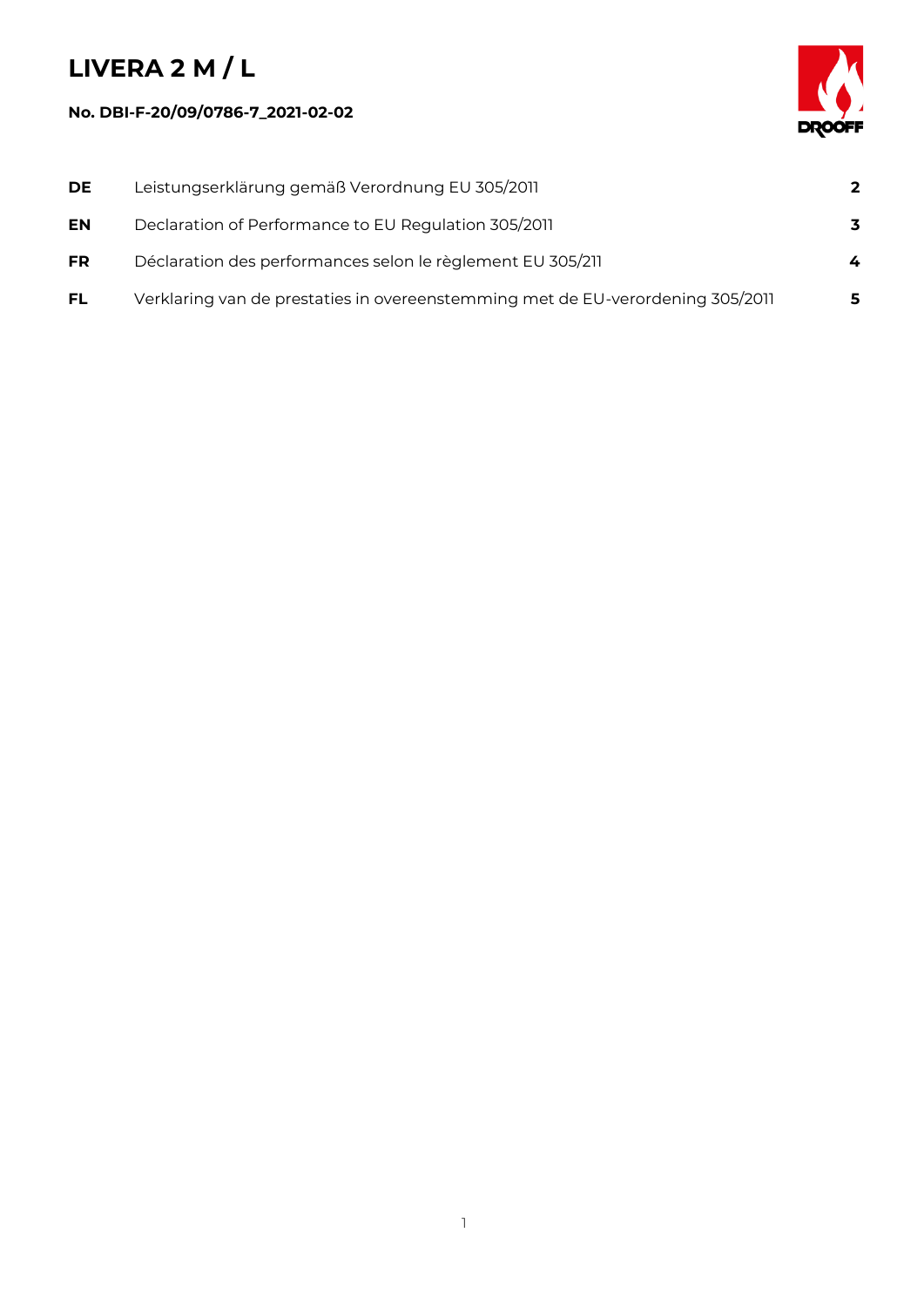# LIVERA 2 M / L

**No. DBI-F-20/09/0786-7_2021-02-02**

| | | |
|---|---|---|
| **DE** | Leistungserklärung gemäß Verordnung EU 305/2011 | **2** |
| **EN** | Declaration of Performance to EU Regulation 305/2011 | **3** |
| **FR** | Déclaration des performances selon le règlement EU 305/211 | **4** |
| **FL** | Verklaring van de prestaties in overeenstemming met de EU-verordening 305/2011 | **5** |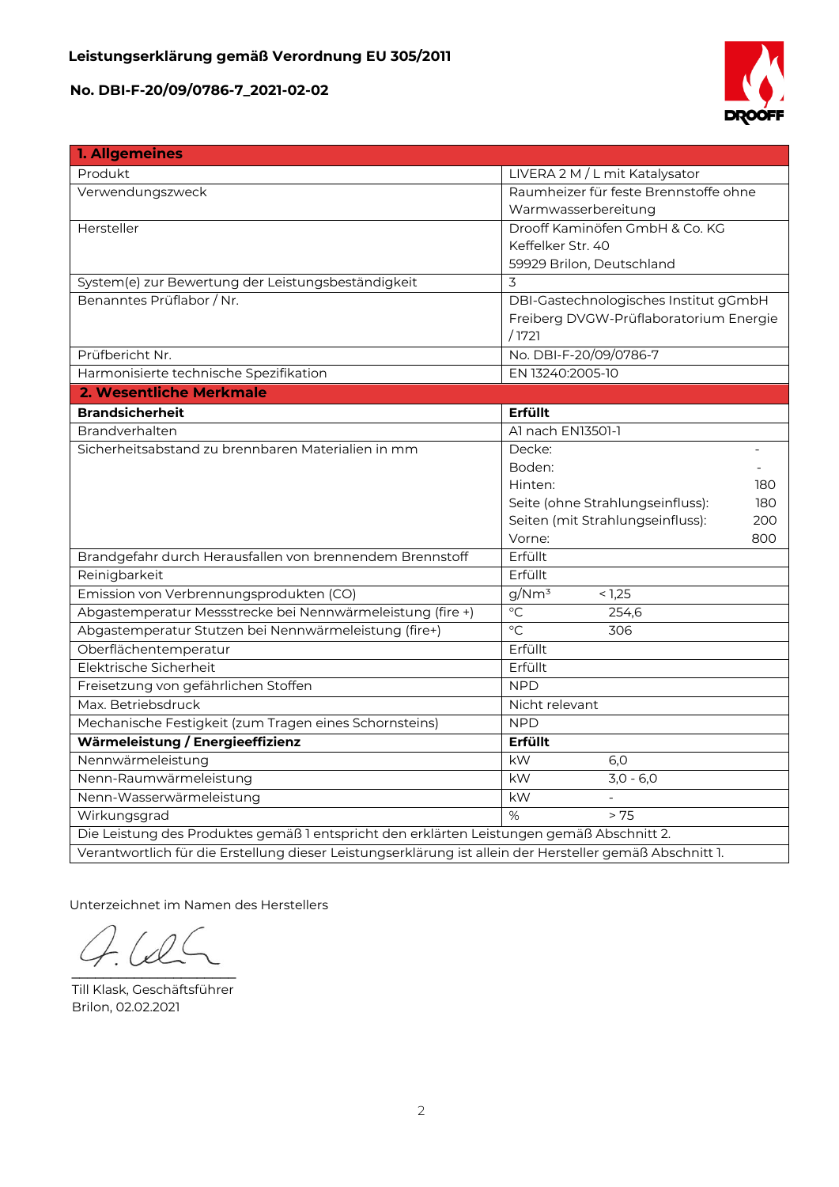**Leistungserklärung gemäß Verordnung EU 305/2011**

**No. DBI-F-20/09/0786-7_2021-02-02**

| **1. Allgemeines** | |
|---|---|
| Produkt | LIVERA 2 M / L mit Katalysator |
| Verwendungszweck | Raumheizer für feste Brennstoffe ohne Warmwasserbereitung |
| Hersteller | Drooff Kaminöfen GmbH & Co. KG<br>Keffelker Str. 40<br>59929 Brilon, Deutschland |
| System(e) zur Bewertung der Leistungsbeständigkeit | 3 |
| Benanntes Prüflabor / Nr. | DBI-Gastechnologisches Institut gGmbH Freiberg DVGW-Prüflaboratorium Energie / 1721 |
| Prüfbericht Nr. | No. DBI-F-20/09/0786-7 |
| Harmonisierte technische Spezifikation | EN 13240:2005-10 |
| **2. Wesentliche Merkmale** | |
| **Brandsicherheit** | **Erfüllt** |
| Brandverhalten | A1 nach EN13501-1 |
| Sicherheitsabstand zu brennbaren Materialien in mm | Decke: -<br>Boden: -<br>Hinten: 180<br>Seite (ohne Strahlungseinfluss): 180<br>Seiten (mit Strahlungseinfluss): 200<br>Vorne: 800 |
| Brandgefahr durch Herausfallen von brennendem Brennstoff | Erfüllt |
| Reinigbarkeit | Erfüllt |
| Emission von Verbrennungsprodukten (CO) | g/Nm³ < 1,25 |
| Abgastemperatur Messstrecke bei Nennwärmeleistung (fire +) | °C 254,6 |
| Abgastemperatur Stutzen bei Nennwärmeleistung (fire+) | °C 306 |
| Oberflächentemperatur | Erfüllt |
| Elektrische Sicherheit | Erfüllt |
| Freisetzung von gefährlichen Stoffen | NPD |
| Max. Betriebsdruck | Nicht relevant |
| Mechanische Festigkeit (zum Tragen eines Schornsteins) | NPD |
| **Wärmeleistung / Energieeffizienz** | **Erfüllt** |
| Nennwärmeleistung | kW 6,0 |
| Nenn-Raumwärmeleistung | kW 3,0 - 6,0 |
| Nenn-Wasserwärmeleistung | kW - |
| Wirkungsgrad | % > 75 |
| Die Leistung des Produktes gemäß 1 entspricht den erklärten Leistungen gemäß Abschnitt 2. | |
| Verantwortlich für die Erstellung dieser Leistungserklärung ist allein der Hersteller gemäß Abschnitt 1. | |

Unterzeichnet im Namen des Herstellers

Till Klask, Geschäftsführer
Brilon, 02.02.2021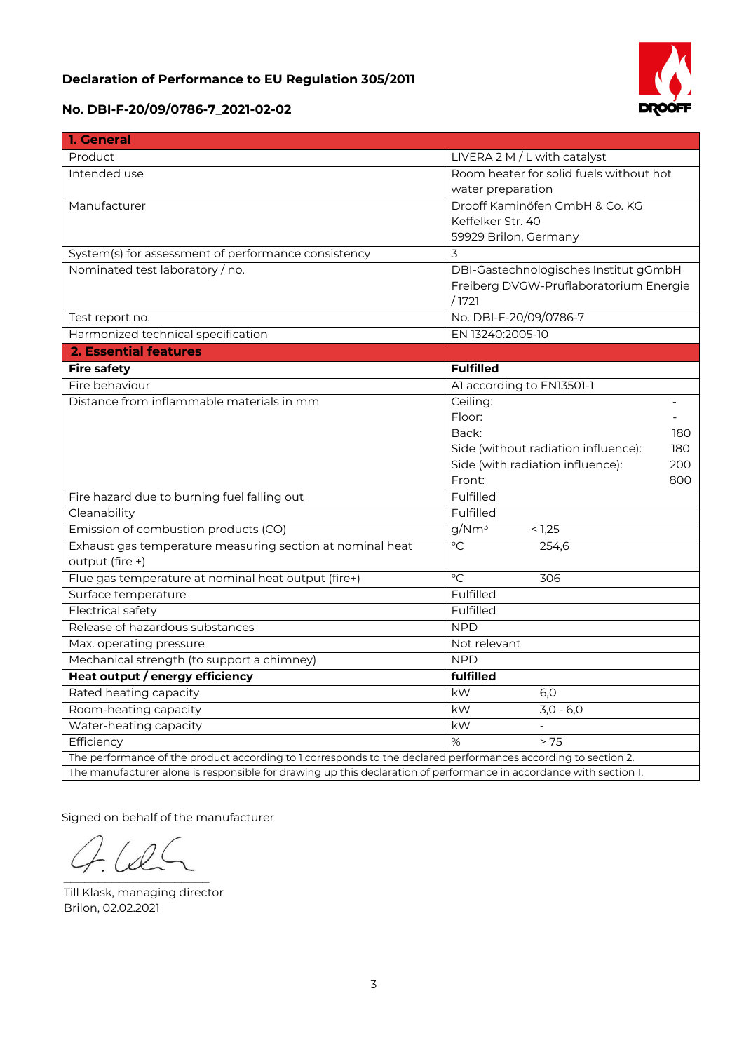# Declaration of Performance to EU Regulation 305/2011

## No. DBI-F-20/09/0786-7_2021-02-02

| **1. General** | |
|---|---|
| Product | LIVERA 2 M / L with catalyst |
| Intended use | Room heater for solid fuels without hot water preparation |
| Manufacturer | Drooff Kaminöfen GmbH & Co. KG<br>Keffelker Str. 40<br>59929 Brilon, Germany |
| System(s) for assessment of performance consistency | 3 |
| Nominated test laboratory / no. | DBI-Gastechnologisches Institut gGmbH Freiberg DVGW-Prüflaboratorium Energie / 1721 |
| Test report no. | No. DBI-F-20/09/0786-7 |
| Harmonized technical specification | EN 13240:2005-10 |
| **2. Essential features** | |
| **Fire safety** | **Fulfilled** |
| Fire behaviour | A1 according to EN13501-1 |
| Distance from inflammable materials in mm | Ceiling: -<br>Floor: -<br>Back: 180<br>Side (without radiation influence): 180<br>Side (with radiation influence): 200<br>Front: 800 |
| Fire hazard due to burning fuel falling out | Fulfilled |
| Cleanability | Fulfilled |
| Emission of combustion products (CO) | g/Nm³ < 1,25 |
| Exhaust gas temperature measuring section at nominal heat output (fire +) | °C 254,6 |
| Flue gas temperature at nominal heat output (fire+) | °C 306 |
| Surface temperature | Fulfilled |
| Electrical safety | Fulfilled |
| Release of hazardous substances | NPD |
| Max. operating pressure | Not relevant |
| Mechanical strength (to support a chimney) | NPD |
| **Heat output / energy efficiency** | **fulfilled** |
| Rated heating capacity | kW 6,0 |
| Room-heating capacity | kW 3,0 - 6,0 |
| Water-heating capacity | kW - |
| Efficiency | % > 75 |
| The performance of the product according to 1 corresponds to the declared performances according to section 2. | |
| The manufacturer alone is responsible for drawing up this declaration of performance in accordance with section 1. | |

Signed on behalf of the manufacturer

Till Klask, managing director
Brilon, 02.02.2021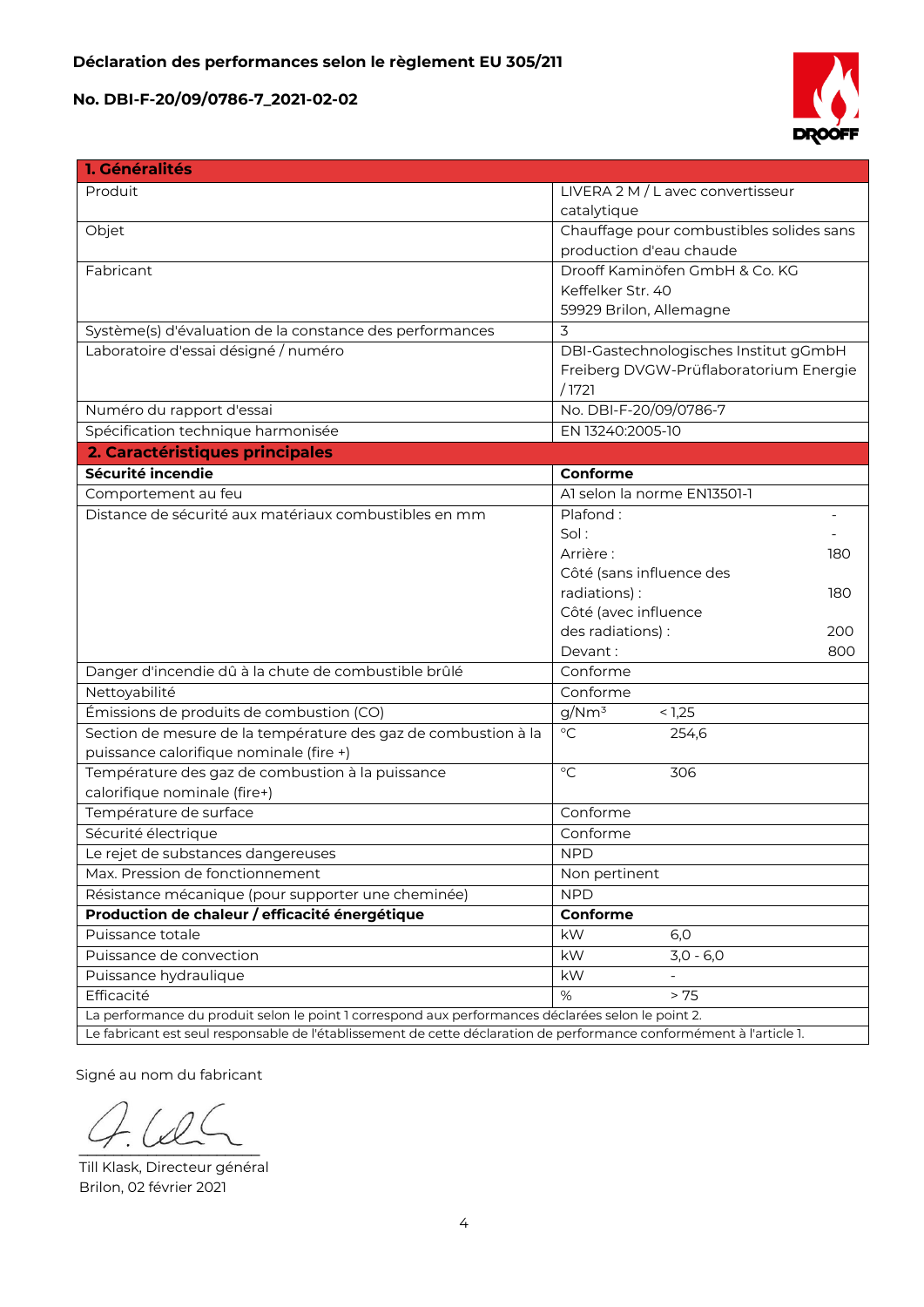**Déclaration des performances selon le règlement EU 305/211**

**No. DBI-F-20/09/0786-7_2021-02-02**

| **1. Généralités** | |
|---|---|
| Produit | LIVERA 2 M / L avec convertisseur catalytique |
| Objet | Chauffage pour combustibles solides sans production d'eau chaude |
| Fabricant | Drooff Kaminöfen GmbH & Co. KG<br>Keffelker Str. 40<br>59929 Brilon, Allemagne |
| Système(s) d'évaluation de la constance des performances | 3 |
| Laboratoire d'essai désigné / numéro | DBI-Gastechnologisches Institut gGmbH Freiberg DVGW-Prüflaboratorium Energie / 1721 |
| Numéro du rapport d'essai | No. DBI-F-20/09/0786-7 |
| Spécification technique harmonisée | EN 13240:2005-10 |
| **2. Caractéristiques principales** | |
| **Sécurité incendie** | **Conforme** |
| Comportement au feu | A1 selon la norme EN13501-1 |
| Distance de sécurité aux matériaux combustibles en mm | Plafond : -<br>Sol : -<br>Arrière : 180<br>Côté (sans influence des radiations) : 180<br>Côté (avec influence des radiations) : 200<br>Devant : 800 |
| Danger d'incendie dû à la chute de combustible brûlé | Conforme |
| Nettoyabilité | Conforme |
| Émissions de produits de combustion (CO) | g/Nm³ < 1,25 |
| Section de mesure de la température des gaz de combustion à la puissance calorifique nominale (fire +) | °C 254,6 |
| Température des gaz de combustion à la puissance calorifique nominale (fire+) | °C 306 |
| Température de surface | Conforme |
| Sécurité électrique | Conforme |
| Le rejet de substances dangereuses | NPD |
| Max. Pression de fonctionnement | Non pertinent |
| Résistance mécanique (pour supporter une cheminée) | NPD |
| **Production de chaleur / efficacité énergétique** | **Conforme** |
| Puissance totale | kW 6,0 |
| Puissance de convection | kW 3,0 - 6,0 |
| Puissance hydraulique | kW - |
| Efficacité | % > 75 |
| La performance du produit selon le point 1 correspond aux performances déclarées selon le point 2. | |
| Le fabricant est seul responsable de l'établissement de cette déclaration de performance conformément à l'article 1. | |

Signé au nom du fabricant

Till Klask, Directeur général
Brilon, 02 février 2021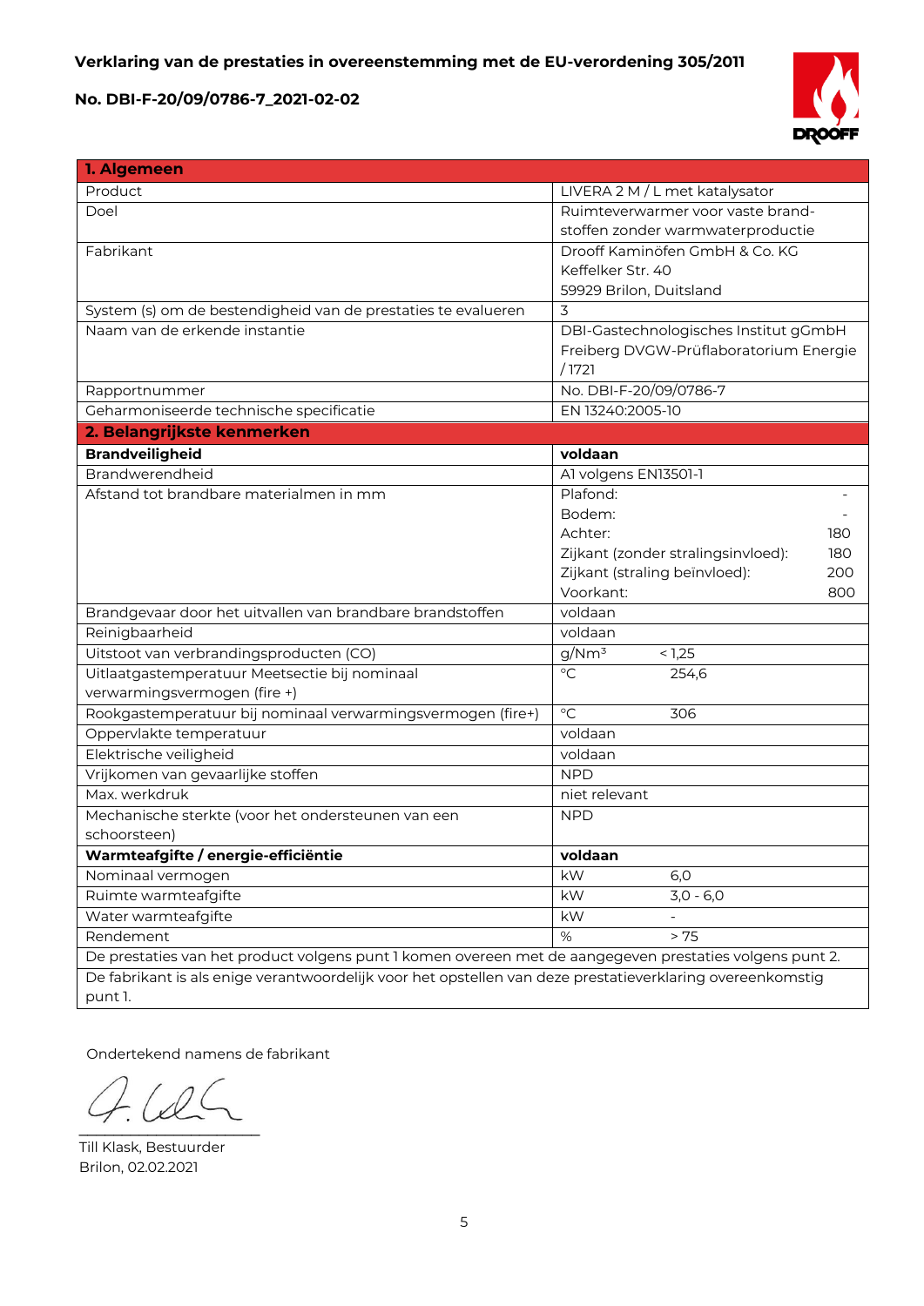**Verklaring van de prestaties in overeenstemming met de EU-verordening 305/2011**

**No. DBI-F-20/09/0786-7_2021-02-02**

| | |
|---|---|
| **1. Algemeen** | |
| Product | LIVERA 2 M / L met katalysator |
| Doel | Ruimteverwarmer voor vaste brand-stoffen zonder warmwaterproductie |
| Fabrikant | Drooff Kaminöfen GmbH & Co. KG<br>Keffelker Str. 40<br>59929 Brilon, Duitsland |
| System (s) om de bestendigheid van de prestaties te evalueren | 3 |
| Naam van de erkende instantie | DBI-Gastechnologisches Institut gGmbH Freiberg DVGW-Prüflaboratorium Energie / 1721 |
| Rapportnummer | No. DBI-F-20/09/0786-7 |
| Geharmoniseerde technische specificatie | EN 13240:2005-10 |
| **2. Belangrijkste kenmerken** | |
| **Brandveiligheid** | **voldaan** |
| Brandwerendheid | A1 volgens EN13501-1 |
| Afstand tot brandbare materialmen in mm | Plafond: -<br>Bodem: -<br>Achter: 180<br>Zijkant (zonder stralingsinvloed): 180<br>Zijkant (straling beïnvloed): 200<br>Voorkant: 800 |
| Brandgevaar door het uitvallen van brandbare brandstoffen | voldaan |
| Reinigbaarheid | voldaan |
| Uitstoot van verbrandingsproducten (CO) | g/Nm³ < 1,25 |
| Uitlaatgastemperatuur Meetsectie bij nominaal verwarmingsvermogen (fire +) | °C 254,6 |
| Rookgastemperatuur bij nominaal verwarmingsvermogen (fire+) | °C 306 |
| Oppervlakte temperatuur | voldaan |
| Elektrische veiligheid | voldaan |
| Vrijkomen van gevaarlijke stoffen | NPD |
| Max. werkdruk | niet relevant |
| Mechanische sterkte (voor het ondersteunen van een schoorsteen) | NPD |
| **Warmteafgifte / energie-efficiëntie** | **voldaan** |
| Nominaal vermogen | kW 6,0 |
| Ruimte warmteafgifte | kW 3,0 - 6,0 |
| Water warmteafgifte | kW - |
| Rendement | % > 75 |
| De prestaties van het product volgens punt 1 komen overeen met de aangegeven prestaties volgens punt 2. | |
| De fabrikant is als enige verantwoordelijk voor het opstellen van deze prestatieverklaring overeenkomstig punt 1. | |

Ondertekend namens de fabrikant

Till Klask, Bestuurder
Brilon, 02.02.2021